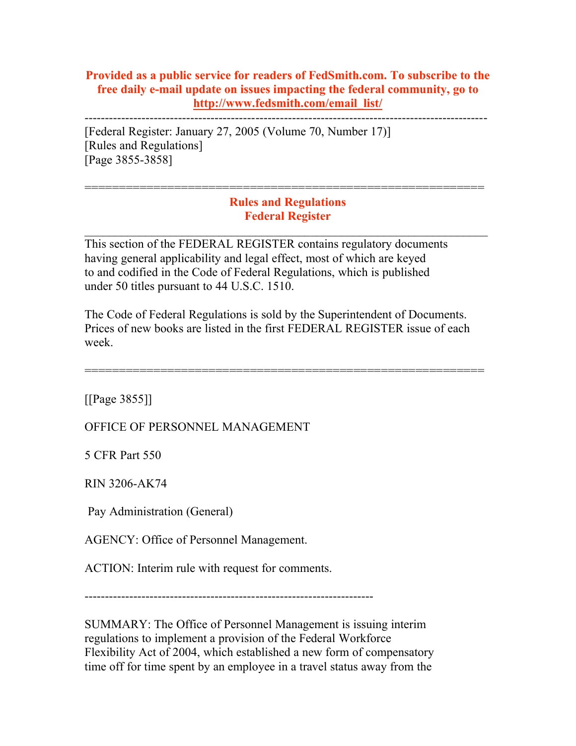**Provided as a public service for readers of FedSmith.com. To subscribe to the free daily e-mail update on issues impacting the federal community, go to http://www.fedsmith.com/email_list/**

---

[Federal Register: January 27, 2005 (Volume 70, Number 17)]
[Rules and Regulations]
[Page 3855-3858]

---

**Rules and Regulations**
**Federal Register**

---

This section of the FEDERAL REGISTER contains regulatory documents having general applicability and legal effect, most of which are keyed to and codified in the Code of Federal Regulations, which is published under 50 titles pursuant to 44 U.S.C. 1510.

The Code of Federal Regulations is sold by the Superintendent of Documents. Prices of new books are listed in the first FEDERAL REGISTER issue of each week.

---

[[Page 3855]]

OFFICE OF PERSONNEL MANAGEMENT

5 CFR Part 550

RIN 3206-AK74

Pay Administration (General)

AGENCY: Office of Personnel Management.

ACTION: Interim rule with request for comments.

---

SUMMARY: The Office of Personnel Management is issuing interim regulations to implement a provision of the Federal Workforce Flexibility Act of 2004, which established a new form of compensatory time off for time spent by an employee in a travel status away from the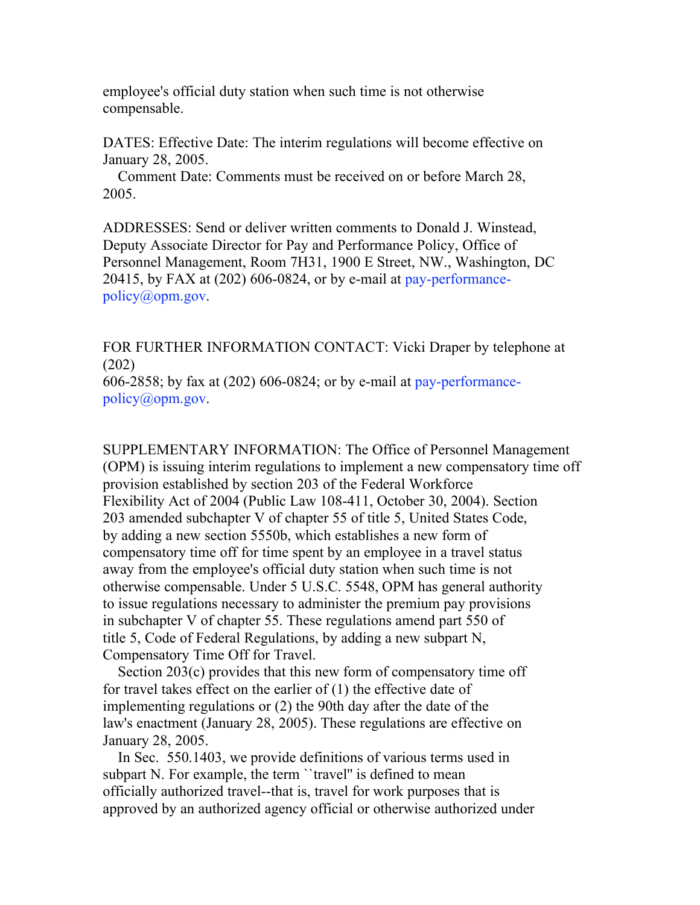employee's official duty station when such time is not otherwise compensable.

DATES: Effective Date: The interim regulations will become effective on January 28, 2005.

Comment Date: Comments must be received on or before March 28, 2005.

ADDRESSES: Send or deliver written comments to Donald J. Winstead, Deputy Associate Director for Pay and Performance Policy, Office of Personnel Management, Room 7H31, 1900 E Street, NW., Washington, DC 20415, by FAX at (202) 606-0824, or by e-mail at pay-performance-policy@opm.gov.

FOR FURTHER INFORMATION CONTACT: Vicki Draper by telephone at (202) 606-2858; by fax at (202) 606-0824; or by e-mail at pay-performance-policy@opm.gov.

SUPPLEMENTARY INFORMATION: The Office of Personnel Management (OPM) is issuing interim regulations to implement a new compensatory time off provision established by section 203 of the Federal Workforce Flexibility Act of 2004 (Public Law 108-411, October 30, 2004). Section 203 amended subchapter V of chapter 55 of title 5, United States Code, by adding a new section 5550b, which establishes a new form of compensatory time off for time spent by an employee in a travel status away from the employee's official duty station when such time is not otherwise compensable. Under 5 U.S.C. 5548, OPM has general authority to issue regulations necessary to administer the premium pay provisions in subchapter V of chapter 55. These regulations amend part 550 of title 5, Code of Federal Regulations, by adding a new subpart N, Compensatory Time Off for Travel.

Section 203(c) provides that this new form of compensatory time off for travel takes effect on the earlier of (1) the effective date of implementing regulations or (2) the 90th day after the date of the law's enactment (January 28, 2005). These regulations are effective on January 28, 2005.

In Sec. 550.1403, we provide definitions of various terms used in subpart N. For example, the term ``travel'' is defined to mean officially authorized travel--that is, travel for work purposes that is approved by an authorized agency official or otherwise authorized under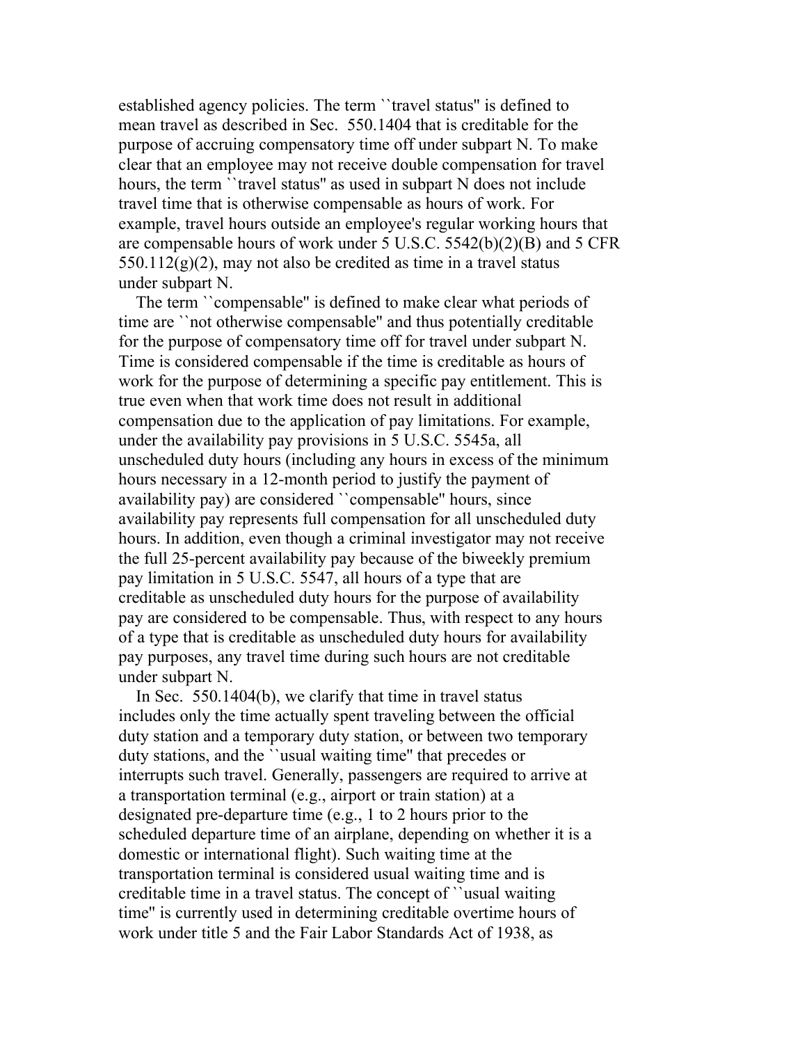established agency policies. The term ``travel status'' is defined to mean travel as described in Sec. 550.1404 that is creditable for the purpose of accruing compensatory time off under subpart N. To make clear that an employee may not receive double compensation for travel hours, the term ``travel status'' as used in subpart N does not include travel time that is otherwise compensable as hours of work. For example, travel hours outside an employee's regular working hours that are compensable hours of work under 5 U.S.C. 5542(b)(2)(B) and 5 CFR 550.112(g)(2), may not also be credited as time in a travel status under subpart N.

The term ``compensable'' is defined to make clear what periods of time are ``not otherwise compensable'' and thus potentially creditable for the purpose of compensatory time off for travel under subpart N. Time is considered compensable if the time is creditable as hours of work for the purpose of determining a specific pay entitlement. This is true even when that work time does not result in additional compensation due to the application of pay limitations. For example, under the availability pay provisions in 5 U.S.C. 5545a, all unscheduled duty hours (including any hours in excess of the minimum hours necessary in a 12-month period to justify the payment of availability pay) are considered ``compensable'' hours, since availability pay represents full compensation for all unscheduled duty hours. In addition, even though a criminal investigator may not receive the full 25-percent availability pay because of the biweekly premium pay limitation in 5 U.S.C. 5547, all hours of a type that are creditable as unscheduled duty hours for the purpose of availability pay are considered to be compensable. Thus, with respect to any hours of a type that is creditable as unscheduled duty hours for availability pay purposes, any travel time during such hours are not creditable under subpart N.

In Sec. 550.1404(b), we clarify that time in travel status includes only the time actually spent traveling between the official duty station and a temporary duty station, or between two temporary duty stations, and the ``usual waiting time'' that precedes or interrupts such travel. Generally, passengers are required to arrive at a transportation terminal (e.g., airport or train station) at a designated pre-departure time (e.g., 1 to 2 hours prior to the scheduled departure time of an airplane, depending on whether it is a domestic or international flight). Such waiting time at the transportation terminal is considered usual waiting time and is creditable time in a travel status. The concept of ``usual waiting time'' is currently used in determining creditable overtime hours of work under title 5 and the Fair Labor Standards Act of 1938, as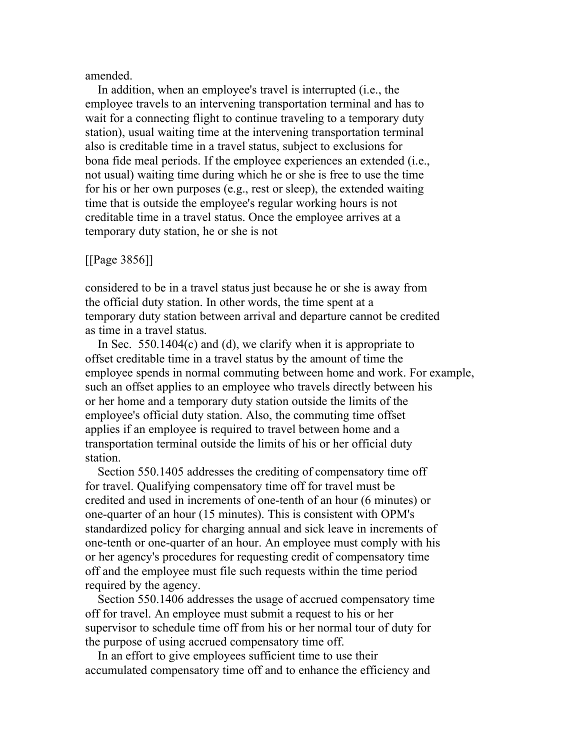amended.

In addition, when an employee's travel is interrupted (i.e., the employee travels to an intervening transportation terminal and has to wait for a connecting flight to continue traveling to a temporary duty station), usual waiting time at the intervening transportation terminal also is creditable time in a travel status, subject to exclusions for bona fide meal periods. If the employee experiences an extended (i.e., not usual) waiting time during which he or she is free to use the time for his or her own purposes (e.g., rest or sleep), the extended waiting time that is outside the employee's regular working hours is not creditable time in a travel status. Once the employee arrives at a temporary duty station, he or she is not

[[Page 3856]]

considered to be in a travel status just because he or she is away from the official duty station. In other words, the time spent at a temporary duty station between arrival and departure cannot be credited as time in a travel status.

In Sec. 550.1404(c) and (d), we clarify when it is appropriate to offset creditable time in a travel status by the amount of time the employee spends in normal commuting between home and work. For example, such an offset applies to an employee who travels directly between his or her home and a temporary duty station outside the limits of the employee's official duty station. Also, the commuting time offset applies if an employee is required to travel between home and a transportation terminal outside the limits of his or her official duty station.

Section 550.1405 addresses the crediting of compensatory time off for travel. Qualifying compensatory time off for travel must be credited and used in increments of one-tenth of an hour (6 minutes) or one-quarter of an hour (15 minutes). This is consistent with OPM's standardized policy for charging annual and sick leave in increments of one-tenth or one-quarter of an hour. An employee must comply with his or her agency's procedures for requesting credit of compensatory time off and the employee must file such requests within the time period required by the agency.

Section 550.1406 addresses the usage of accrued compensatory time off for travel. An employee must submit a request to his or her supervisor to schedule time off from his or her normal tour of duty for the purpose of using accrued compensatory time off.

In an effort to give employees sufficient time to use their accumulated compensatory time off and to enhance the efficiency and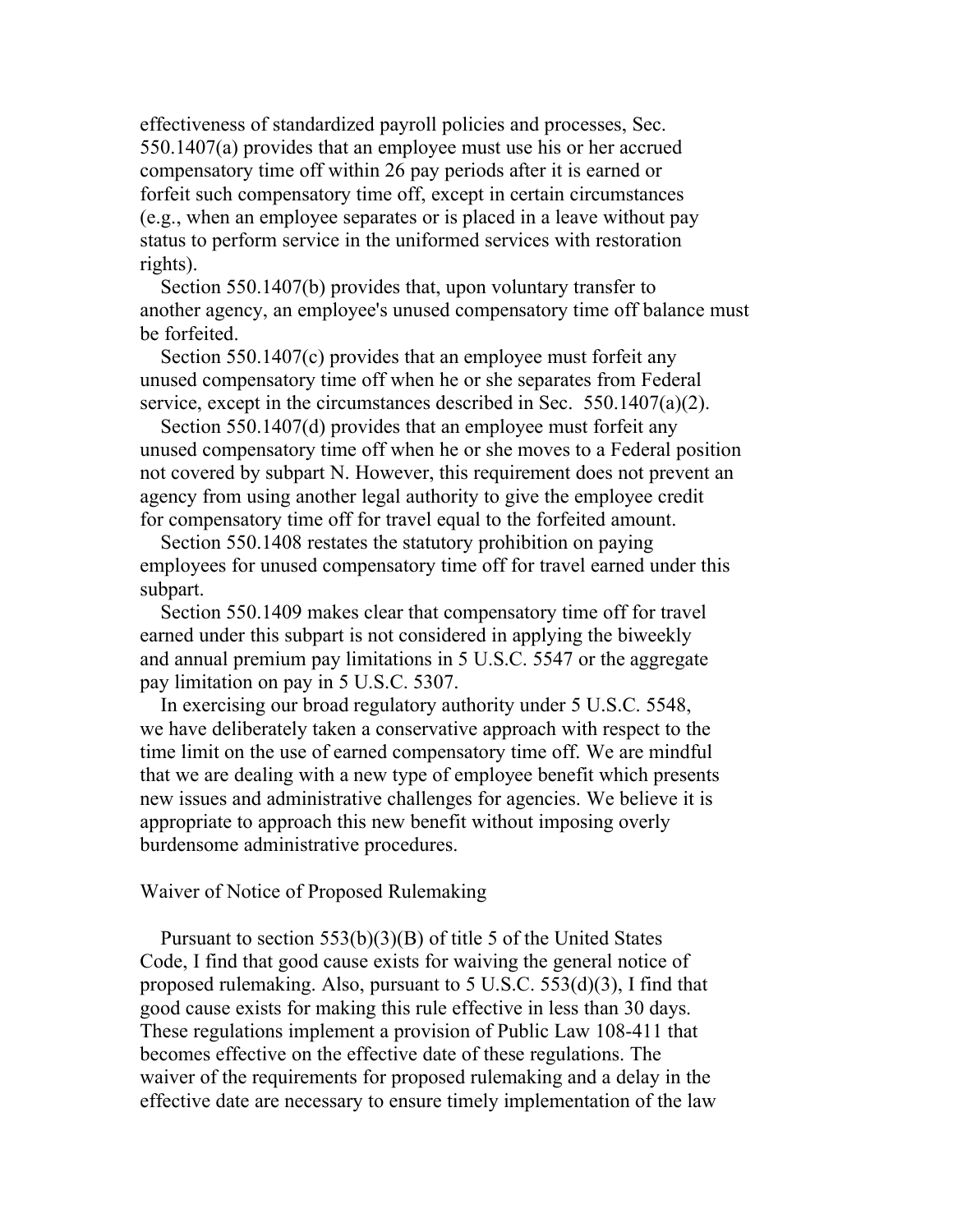effectiveness of standardized payroll policies and processes, Sec. 550.1407(a) provides that an employee must use his or her accrued compensatory time off within 26 pay periods after it is earned or forfeit such compensatory time off, except in certain circumstances (e.g., when an employee separates or is placed in a leave without pay status to perform service in the uniformed services with restoration rights).

Section 550.1407(b) provides that, upon voluntary transfer to another agency, an employee's unused compensatory time off balance must be forfeited.

Section 550.1407(c) provides that an employee must forfeit any unused compensatory time off when he or she separates from Federal service, except in the circumstances described in Sec. 550.1407(a)(2).

Section 550.1407(d) provides that an employee must forfeit any unused compensatory time off when he or she moves to a Federal position not covered by subpart N. However, this requirement does not prevent an agency from using another legal authority to give the employee credit for compensatory time off for travel equal to the forfeited amount.

Section 550.1408 restates the statutory prohibition on paying employees for unused compensatory time off for travel earned under this subpart.

Section 550.1409 makes clear that compensatory time off for travel earned under this subpart is not considered in applying the biweekly and annual premium pay limitations in 5 U.S.C. 5547 or the aggregate pay limitation on pay in 5 U.S.C. 5307.

In exercising our broad regulatory authority under 5 U.S.C. 5548, we have deliberately taken a conservative approach with respect to the time limit on the use of earned compensatory time off. We are mindful that we are dealing with a new type of employee benefit which presents new issues and administrative challenges for agencies. We believe it is appropriate to approach this new benefit without imposing overly burdensome administrative procedures.

Waiver of Notice of Proposed Rulemaking

Pursuant to section 553(b)(3)(B) of title 5 of the United States Code, I find that good cause exists for waiving the general notice of proposed rulemaking. Also, pursuant to 5 U.S.C. 553(d)(3), I find that good cause exists for making this rule effective in less than 30 days. These regulations implement a provision of Public Law 108-411 that becomes effective on the effective date of these regulations. The waiver of the requirements for proposed rulemaking and a delay in the effective date are necessary to ensure timely implementation of the law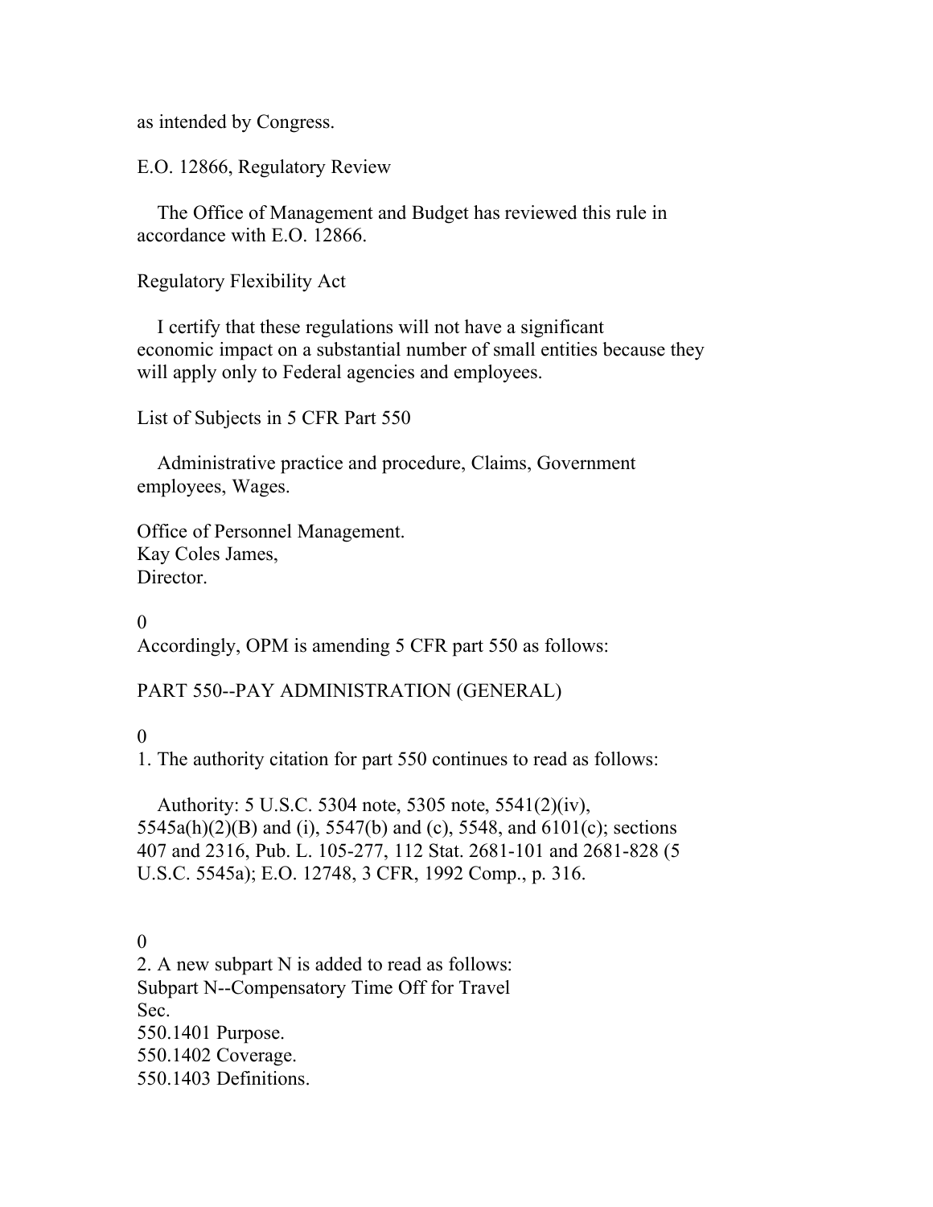as intended by Congress.

E.O. 12866, Regulatory Review

The Office of Management and Budget has reviewed this rule in accordance with E.O. 12866.

Regulatory Flexibility Act

I certify that these regulations will not have a significant economic impact on a substantial number of small entities because they will apply only to Federal agencies and employees.

List of Subjects in 5 CFR Part 550

Administrative practice and procedure, Claims, Government employees, Wages.

Office of Personnel Management.
Kay Coles James,
Director.

0
Accordingly, OPM is amending 5 CFR part 550 as follows:

PART 550--PAY ADMINISTRATION (GENERAL)

0
1. The authority citation for part 550 continues to read as follows:

Authority: 5 U.S.C. 5304 note, 5305 note, 5541(2)(iv), 5545a(h)(2)(B) and (i), 5547(b) and (c), 5548, and 6101(c); sections 407 and 2316, Pub. L. 105-277, 112 Stat. 2681-101 and 2681-828 (5 U.S.C. 5545a); E.O. 12748, 3 CFR, 1992 Comp., p. 316.

0
2. A new subpart N is added to read as follows:
Subpart N--Compensatory Time Off for Travel
Sec.
550.1401 Purpose.
550.1402 Coverage.
550.1403 Definitions.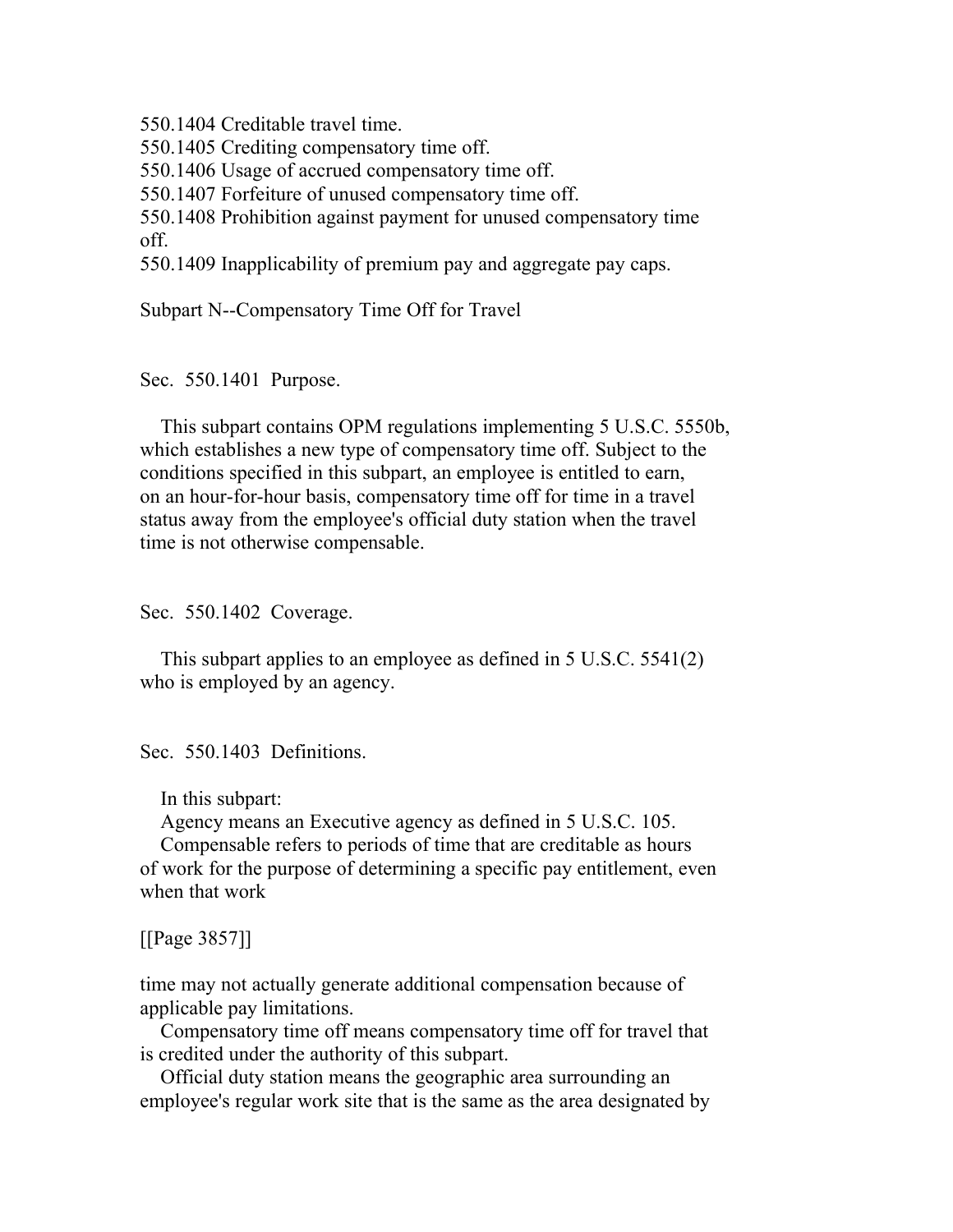550.1404 Creditable travel time.
550.1405 Crediting compensatory time off.
550.1406 Usage of accrued compensatory time off.
550.1407 Forfeiture of unused compensatory time off.
550.1408 Prohibition against payment for unused compensatory time off.
550.1409 Inapplicability of premium pay and aggregate pay caps.

## Subpart N--Compensatory Time Off for Travel

### Sec. 550.1401 Purpose.

This subpart contains OPM regulations implementing 5 U.S.C. 5550b, which establishes a new type of compensatory time off. Subject to the conditions specified in this subpart, an employee is entitled to earn, on an hour-for-hour basis, compensatory time off for time in a travel status away from the employee's official duty station when the travel time is not otherwise compensable.

### Sec. 550.1402 Coverage.

This subpart applies to an employee as defined in 5 U.S.C. 5541(2) who is employed by an agency.

### Sec. 550.1403 Definitions.

In this subpart:

Agency means an Executive agency as defined in 5 U.S.C. 105.

Compensable refers to periods of time that are creditable as hours of work for the purpose of determining a specific pay entitlement, even when that work

[[Page 3857]]

time may not actually generate additional compensation because of applicable pay limitations.

Compensatory time off means compensatory time off for travel that is credited under the authority of this subpart.

Official duty station means the geographic area surrounding an employee's regular work site that is the same as the area designated by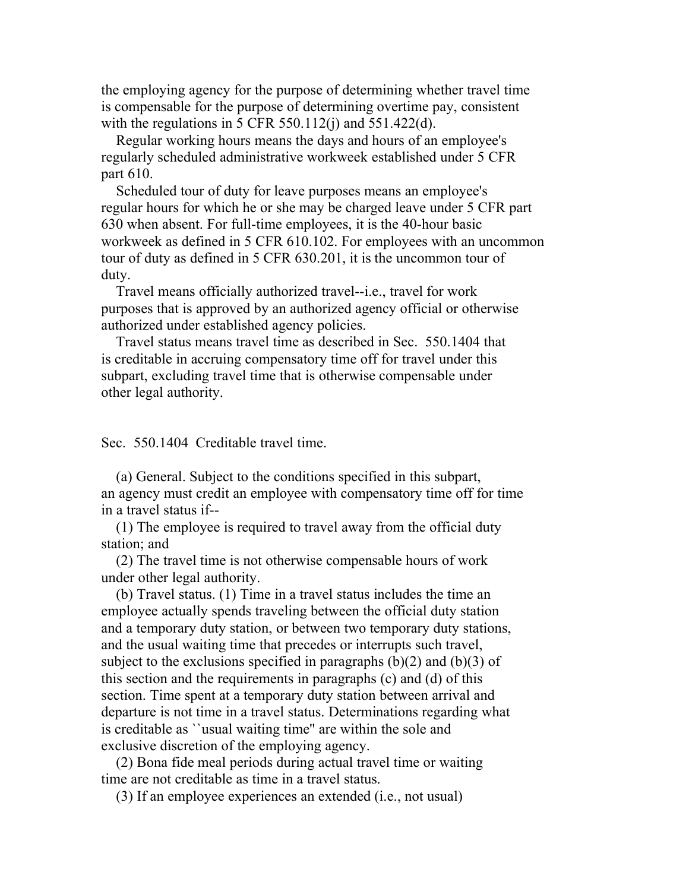the employing agency for the purpose of determining whether travel time is compensable for the purpose of determining overtime pay, consistent with the regulations in 5 CFR 550.112(j) and 551.422(d).

Regular working hours means the days and hours of an employee's regularly scheduled administrative workweek established under 5 CFR part 610.

Scheduled tour of duty for leave purposes means an employee's regular hours for which he or she may be charged leave under 5 CFR part 630 when absent. For full-time employees, it is the 40-hour basic workweek as defined in 5 CFR 610.102. For employees with an uncommon tour of duty as defined in 5 CFR 630.201, it is the uncommon tour of duty.

Travel means officially authorized travel--i.e., travel for work purposes that is approved by an authorized agency official or otherwise authorized under established agency policies.

Travel status means travel time as described in Sec. 550.1404 that is creditable in accruing compensatory time off for travel under this subpart, excluding travel time that is otherwise compensable under other legal authority.

Sec. 550.1404 Creditable travel time.

(a) General. Subject to the conditions specified in this subpart, an agency must credit an employee with compensatory time off for time in a travel status if--

(1) The employee is required to travel away from the official duty station; and

(2) The travel time is not otherwise compensable hours of work under other legal authority.

(b) Travel status. (1) Time in a travel status includes the time an employee actually spends traveling between the official duty station and a temporary duty station, or between two temporary duty stations, and the usual waiting time that precedes or interrupts such travel, subject to the exclusions specified in paragraphs (b)(2) and (b)(3) of this section and the requirements in paragraphs (c) and (d) of this section. Time spent at a temporary duty station between arrival and departure is not time in a travel status. Determinations regarding what is creditable as ``usual waiting time'' are within the sole and exclusive discretion of the employing agency.

(2) Bona fide meal periods during actual travel time or waiting time are not creditable as time in a travel status.

(3) If an employee experiences an extended (i.e., not usual)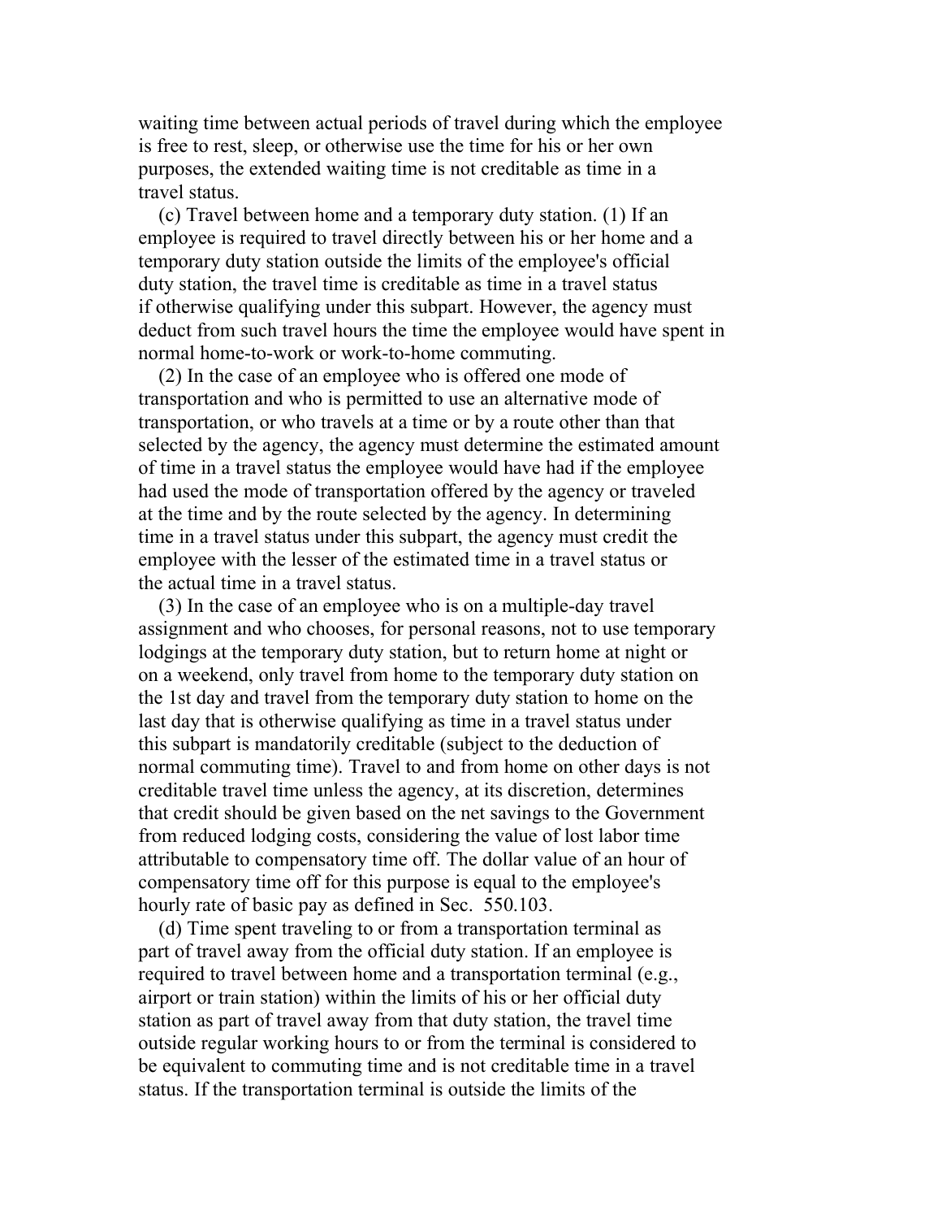waiting time between actual periods of travel during which the employee is free to rest, sleep, or otherwise use the time for his or her own purposes, the extended waiting time is not creditable as time in a travel status.

(c) Travel between home and a temporary duty station. (1) If an employee is required to travel directly between his or her home and a temporary duty station outside the limits of the employee's official duty station, the travel time is creditable as time in a travel status if otherwise qualifying under this subpart. However, the agency must deduct from such travel hours the time the employee would have spent in normal home-to-work or work-to-home commuting.

(2) In the case of an employee who is offered one mode of transportation and who is permitted to use an alternative mode of transportation, or who travels at a time or by a route other than that selected by the agency, the agency must determine the estimated amount of time in a travel status the employee would have had if the employee had used the mode of transportation offered by the agency or traveled at the time and by the route selected by the agency. In determining time in a travel status under this subpart, the agency must credit the employee with the lesser of the estimated time in a travel status or the actual time in a travel status.

(3) In the case of an employee who is on a multiple-day travel assignment and who chooses, for personal reasons, not to use temporary lodgings at the temporary duty station, but to return home at night or on a weekend, only travel from home to the temporary duty station on the 1st day and travel from the temporary duty station to home on the last day that is otherwise qualifying as time in a travel status under this subpart is mandatorily creditable (subject to the deduction of normal commuting time). Travel to and from home on other days is not creditable travel time unless the agency, at its discretion, determines that credit should be given based on the net savings to the Government from reduced lodging costs, considering the value of lost labor time attributable to compensatory time off. The dollar value of an hour of compensatory time off for this purpose is equal to the employee's hourly rate of basic pay as defined in Sec. 550.103.

(d) Time spent traveling to or from a transportation terminal as part of travel away from the official duty station. If an employee is required to travel between home and a transportation terminal (e.g., airport or train station) within the limits of his or her official duty station as part of travel away from that duty station, the travel time outside regular working hours to or from the terminal is considered to be equivalent to commuting time and is not creditable time in a travel status. If the transportation terminal is outside the limits of the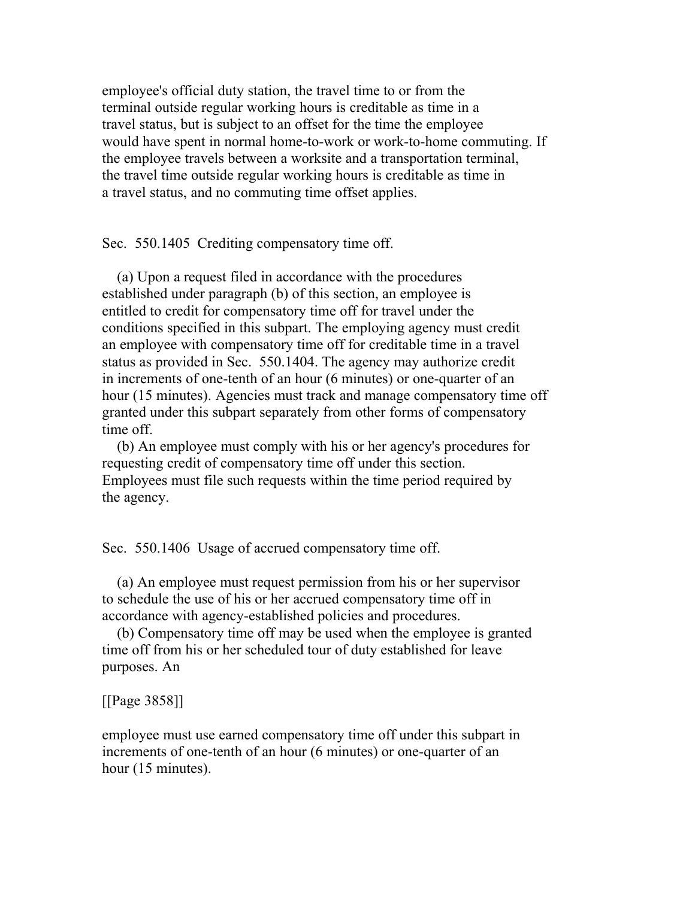employee's official duty station, the travel time to or from the terminal outside regular working hours is creditable as time in a travel status, but is subject to an offset for the time the employee would have spent in normal home-to-work or work-to-home commuting. If the employee travels between a worksite and a transportation terminal, the travel time outside regular working hours is creditable as time in a travel status, and no commuting time offset applies.

Sec. 550.1405 Crediting compensatory time off.

(a) Upon a request filed in accordance with the procedures established under paragraph (b) of this section, an employee is entitled to credit for compensatory time off for travel under the conditions specified in this subpart. The employing agency must credit an employee with compensatory time off for creditable time in a travel status as provided in Sec. 550.1404. The agency may authorize credit in increments of one-tenth of an hour (6 minutes) or one-quarter of an hour (15 minutes). Agencies must track and manage compensatory time off granted under this subpart separately from other forms of compensatory time off.

(b) An employee must comply with his or her agency's procedures for requesting credit of compensatory time off under this section. Employees must file such requests within the time period required by the agency.

Sec. 550.1406 Usage of accrued compensatory time off.

(a) An employee must request permission from his or her supervisor to schedule the use of his or her accrued compensatory time off in accordance with agency-established policies and procedures.

(b) Compensatory time off may be used when the employee is granted time off from his or her scheduled tour of duty established for leave purposes. An

[[Page 3858]]

employee must use earned compensatory time off under this subpart in increments of one-tenth of an hour (6 minutes) or one-quarter of an hour (15 minutes).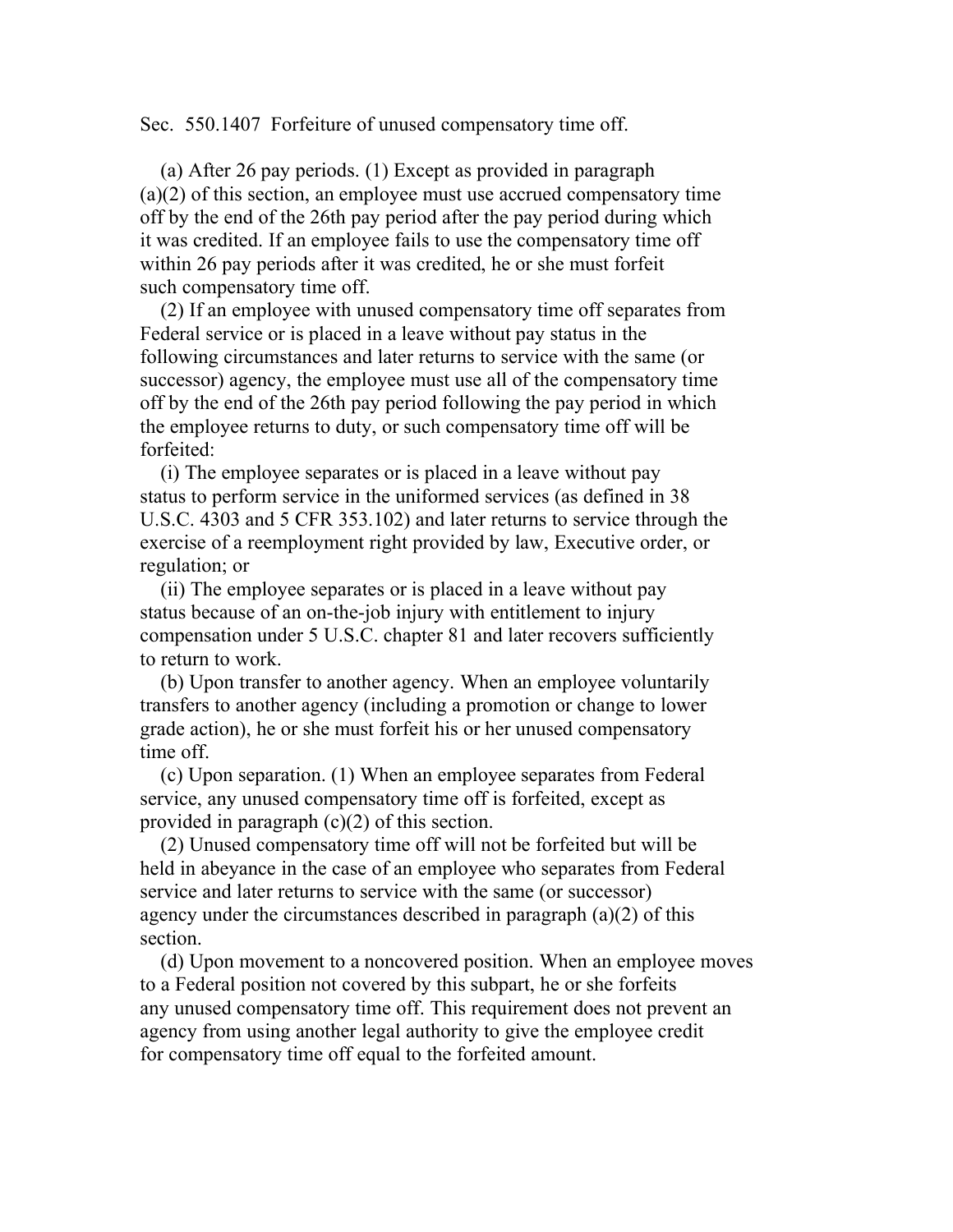Sec. 550.1407 Forfeiture of unused compensatory time off.

(a) After 26 pay periods. (1) Except as provided in paragraph (a)(2) of this section, an employee must use accrued compensatory time off by the end of the 26th pay period after the pay period during which it was credited. If an employee fails to use the compensatory time off within 26 pay periods after it was credited, he or she must forfeit such compensatory time off.

(2) If an employee with unused compensatory time off separates from Federal service or is placed in a leave without pay status in the following circumstances and later returns to service with the same (or successor) agency, the employee must use all of the compensatory time off by the end of the 26th pay period following the pay period in which the employee returns to duty, or such compensatory time off will be forfeited:

(i) The employee separates or is placed in a leave without pay status to perform service in the uniformed services (as defined in 38 U.S.C. 4303 and 5 CFR 353.102) and later returns to service through the exercise of a reemployment right provided by law, Executive order, or regulation; or

(ii) The employee separates or is placed in a leave without pay status because of an on-the-job injury with entitlement to injury compensation under 5 U.S.C. chapter 81 and later recovers sufficiently to return to work.

(b) Upon transfer to another agency. When an employee voluntarily transfers to another agency (including a promotion or change to lower grade action), he or she must forfeit his or her unused compensatory time off.

(c) Upon separation. (1) When an employee separates from Federal service, any unused compensatory time off is forfeited, except as provided in paragraph (c)(2) of this section.

(2) Unused compensatory time off will not be forfeited but will be held in abeyance in the case of an employee who separates from Federal service and later returns to service with the same (or successor) agency under the circumstances described in paragraph (a)(2) of this section.

(d) Upon movement to a noncovered position. When an employee moves to a Federal position not covered by this subpart, he or she forfeits any unused compensatory time off. This requirement does not prevent an agency from using another legal authority to give the employee credit for compensatory time off equal to the forfeited amount.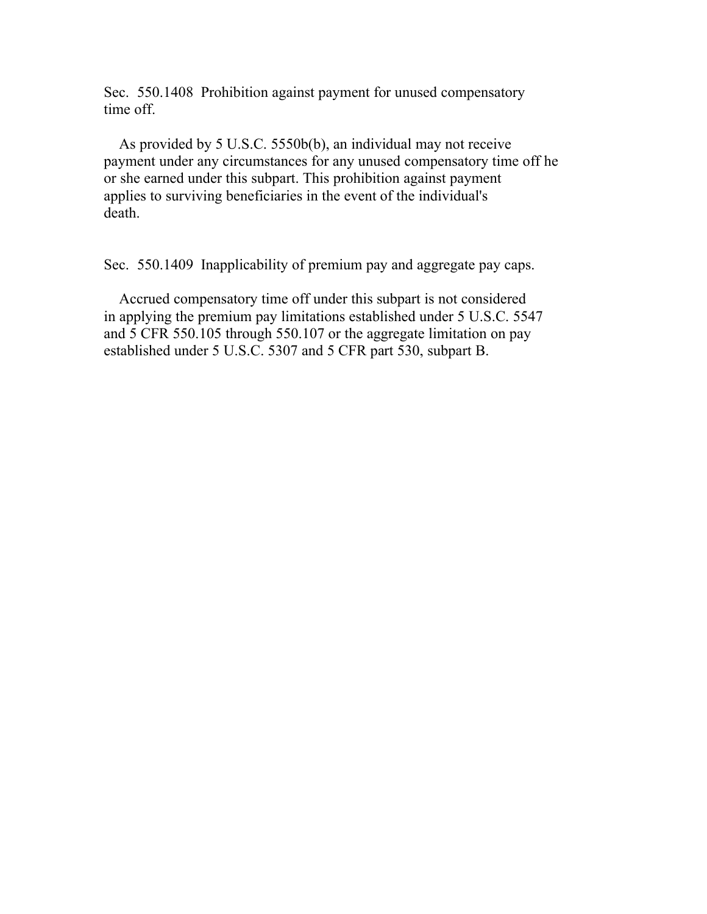### Sec. 550.1408 Prohibition against payment for unused compensatory time off.

As provided by 5 U.S.C. 5550b(b), an individual may not receive payment under any circumstances for any unused compensatory time off he or she earned under this subpart. This prohibition against payment applies to surviving beneficiaries in the event of the individual's death.

### Sec. 550.1409 Inapplicability of premium pay and aggregate pay caps.

Accrued compensatory time off under this subpart is not considered in applying the premium pay limitations established under 5 U.S.C. 5547 and 5 CFR 550.105 through 550.107 or the aggregate limitation on pay established under 5 U.S.C. 5307 and 5 CFR part 530, subpart B.